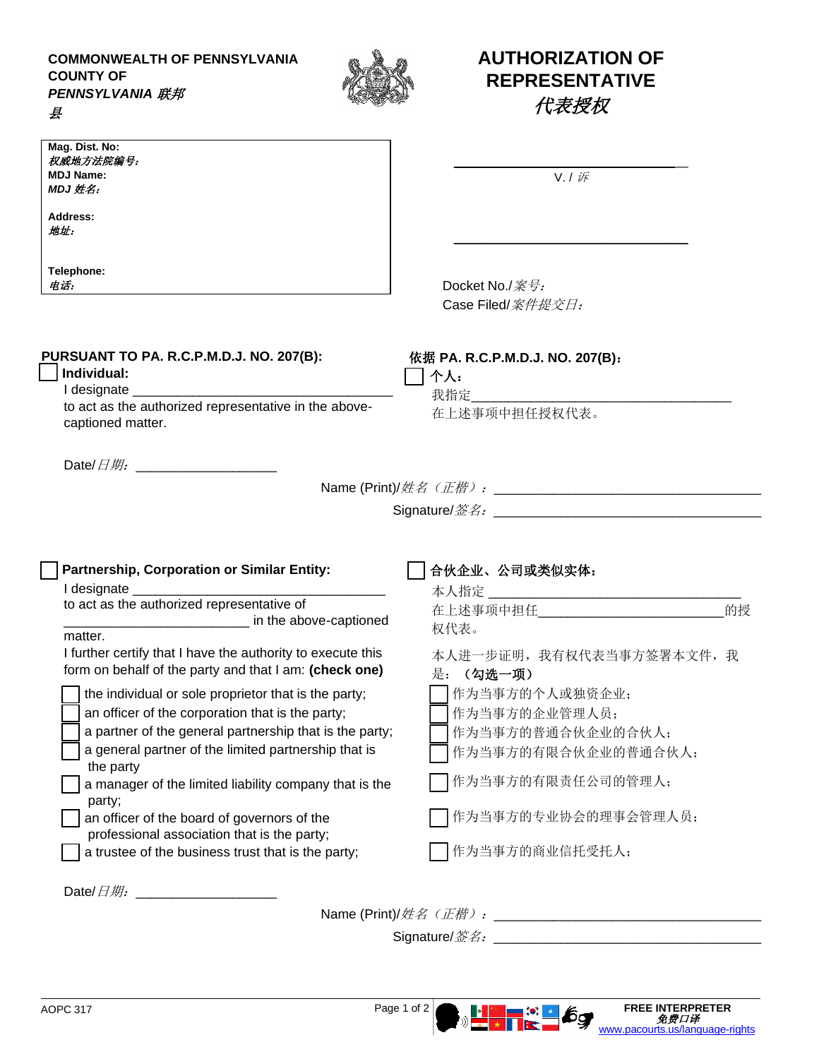**COMMONWEALTH OF PENNSYLVANIA**
**COUNTY OF**
***PENNSYLVANIA 联邦***
***县***

# AUTHORIZATION OF REPRESENTATIVE
# *代表授权*

| |
|---|
| **Mag. Dist. No:** <br> ***权威地方法院编号:*** <br> **MDJ Name:** <br> ***MDJ 姓名:*** <br><br> **Address:** <br> ***地址:*** <br><br><br> **Telephone:** <br> ***电话:*** |

____________________________________

V. / *诉*

____________________________________

Docket No./*案号:*
Case Filed/*案件提交日:*

**PURSUANT TO PA. R.C.P.M.D.J. NO. 207(B):**

☐ **Individual:**

I designate ____________________________________
to act as the authorized representative in the above-captioned matter.

**依据 PA. R.C.P.M.D.J. NO. 207(B):**

☐ **个人:**

我指定____________________________________
在上述事项中担任授权代表。

Date/*日期:* ___________________

Name (Print)/*姓名(正楷):* ____________________________________

Signature/*签名:* ____________________________________

☐ **Partnership, Corporation or Similar Entity:**

I designate __________________________________
to act as the authorized representative of
________________________ in the above-captioned matter.

I further certify that I have the authority to execute this form on behalf of the party and that I am: **(check one)**

☐ the individual or sole proprietor that is the party;
☐ an officer of the corporation that is the party;
☐ a partner of the general partnership that is the party;
☐ a general partner of the limited partnership that is the party
☐ a manager of the limited liability company that is the party;
☐ an officer of the board of governors of the professional association that is the party;
☐ a trustee of the business trust that is the party;

☐ **合伙企业、公司或类似实体:**

本人指定 __________________________________
在上述事项中担任________________________的授权代表。

本人进一步证明,我有权代表当事方签署本文件,我是:**(勾选一项)**

☐ 作为当事方的个人或独资企业;
☐ 作为当事方的企业管理人员;
☐ 作为当事方的普通合伙企业的合伙人;
☐ 作为当事方的有限合伙企业的普通合伙人;
☐ 作为当事方的有限责任公司的管理人;
☐ 作为当事方的专业协会的理事会管理人员;
☐ 作为当事方的商业信托受托人;

Date/*日期:* ___________________

Name (Print)/*姓名(正楷):* ____________________________________

Signature/*签名:* ____________________________________

AOPC 317

**FREE INTERPRETER**
***免费口译***
www.pacourts.us/language-rights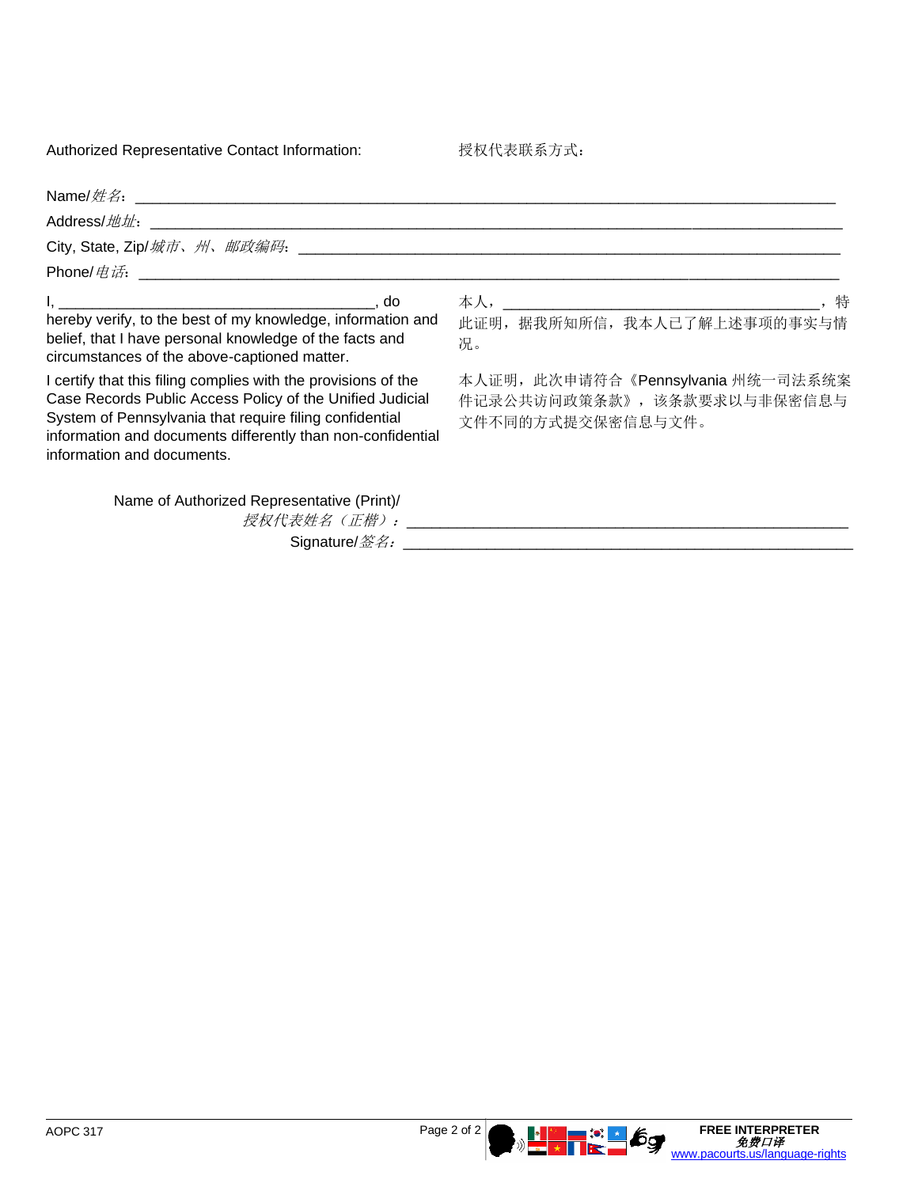Authorized Representative Contact Information: 授权代表联系方式：

Name/*姓名*: ______________________________________________________________________________

Address/*地址*: ____________________________________________________________________________

City, State, Zip/*城市、州、邮政编码*: _______________________________________________________

Phone/*电话*: ______________________________________________________________________________

I, ____________________________________, do hereby verify, to the best of my knowledge, information and belief, that I have personal knowledge of the facts and circumstances of the above-captioned matter.

本人，____________________________________，特此证明，据我所知所信，我本人已了解上述事项的事实与情况。

I certify that this filing complies with the provisions of the Case Records Public Access Policy of the Unified Judicial System of Pennsylvania that require filing confidential information and documents differently than non-confidential information and documents.

本人证明，此次申请符合《Pennsylvania 州统一司法系统案件记录公共访问政策条款》，该条款要求以与非保密信息与文件不同的方式提交保密信息与文件。

Name of Authorized Representative (Print)/
*授权代表姓名（正楷）*: ______________________________________________

Signature/*签名*: ______________________________________________

AOPC 317

FREE INTERPRETER
*免费口译*
www.pacourts.us/language-rights